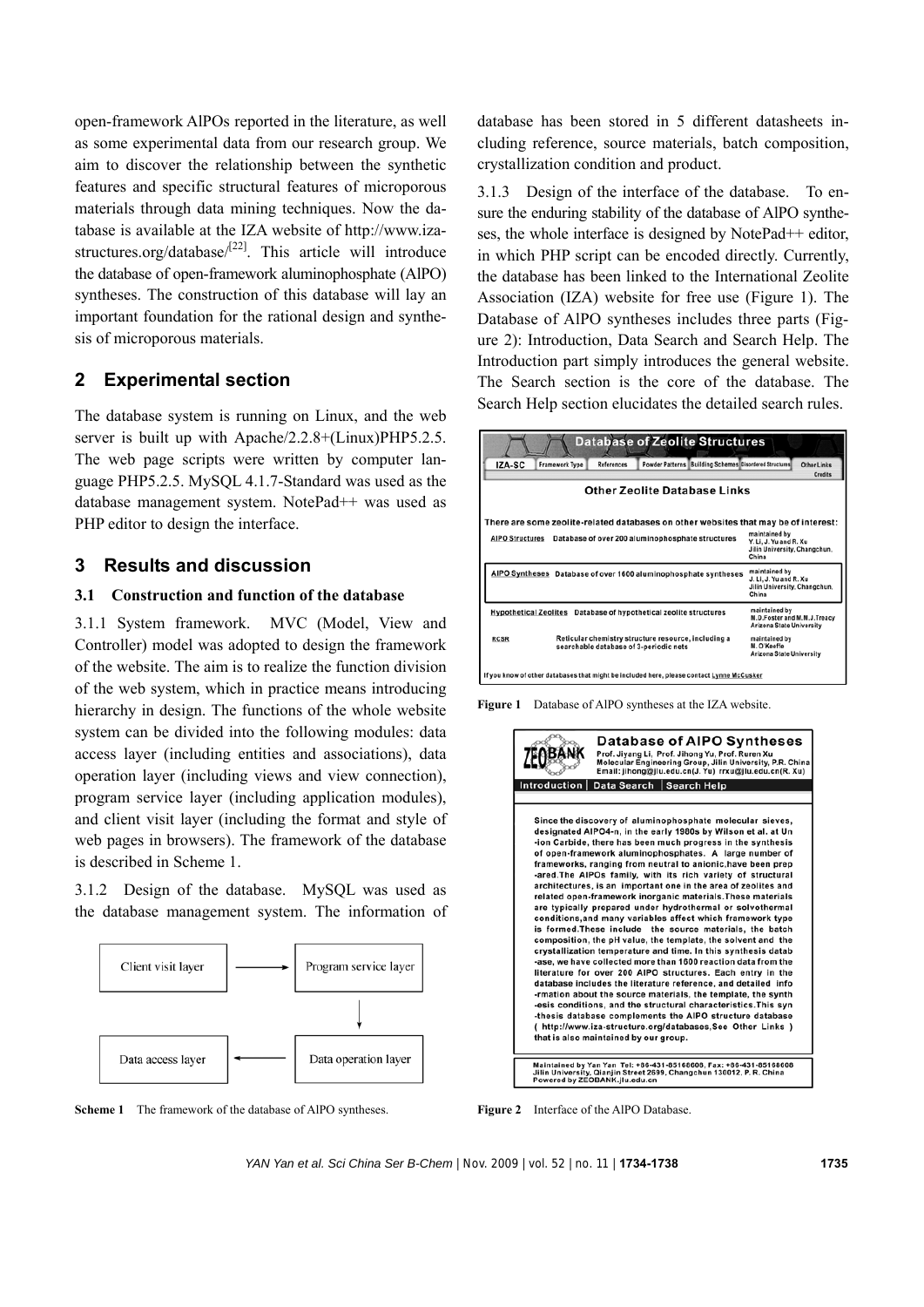open-framework AlPOs reported in the literature, as well as some experimental data from our research group. We aim to discover the relationship between the synthetic features and specific structural features of microporous materials through data mining techniques. Now the database is available at the IZA website of http://www.iza-structures.org/database/[22]. This article will introduce the database of open-framework aluminophosphate (AlPO) syntheses. The construction of this database will lay an important foundation for the rational design and synthesis of microporous materials.

## 2 Experimental section

The database system is running on Linux, and the web server is built up with Apache/2.2.8+(Linux)PHP5.2.5. The web page scripts were written by computer language PHP5.2.5. MySQL 4.1.7-Standard was used as the database management system. NotePad++ was used as PHP editor to design the interface.

## 3 Results and discussion

### 3.1 Construction and function of the database

3.1.1 System framework. MVC (Model, View and Controller) model was adopted to design the framework of the website. The aim is to realize the function division of the web system, which in practice means introducing hierarchy in design. The functions of the whole website system can be divided into the following modules: data access layer (including entities and associations), data operation layer (including views and view connection), program service layer (including application modules), and client visit layer (including the format and style of web pages in browsers). The framework of the database is described in Scheme 1.

3.1.2 Design of the database. MySQL was used as the database management system. The information of database has been stored in 5 different datasheets including reference, source materials, batch composition, crystallization condition and product.

**Scheme 1** The framework of the database of AlPO syntheses.

3.1.3 Design of the interface of the database. To ensure the enduring stability of the database of AlPO syntheses, the whole interface is designed by NotePad++ editor, in which PHP script can be encoded directly. Currently, the database has been linked to the International Zeolite Association (IZA) website for free use (Figure 1). The Database of AlPO syntheses includes three parts (Figure 2): Introduction, Data Search and Search Help. The Introduction part simply introduces the general website. The Search section is the core of the database. The Search Help section elucidates the detailed search rules.

**Figure 1** Database of AlPO syntheses at the IZA website.

**Figure 2** Interface of the AlPO Database.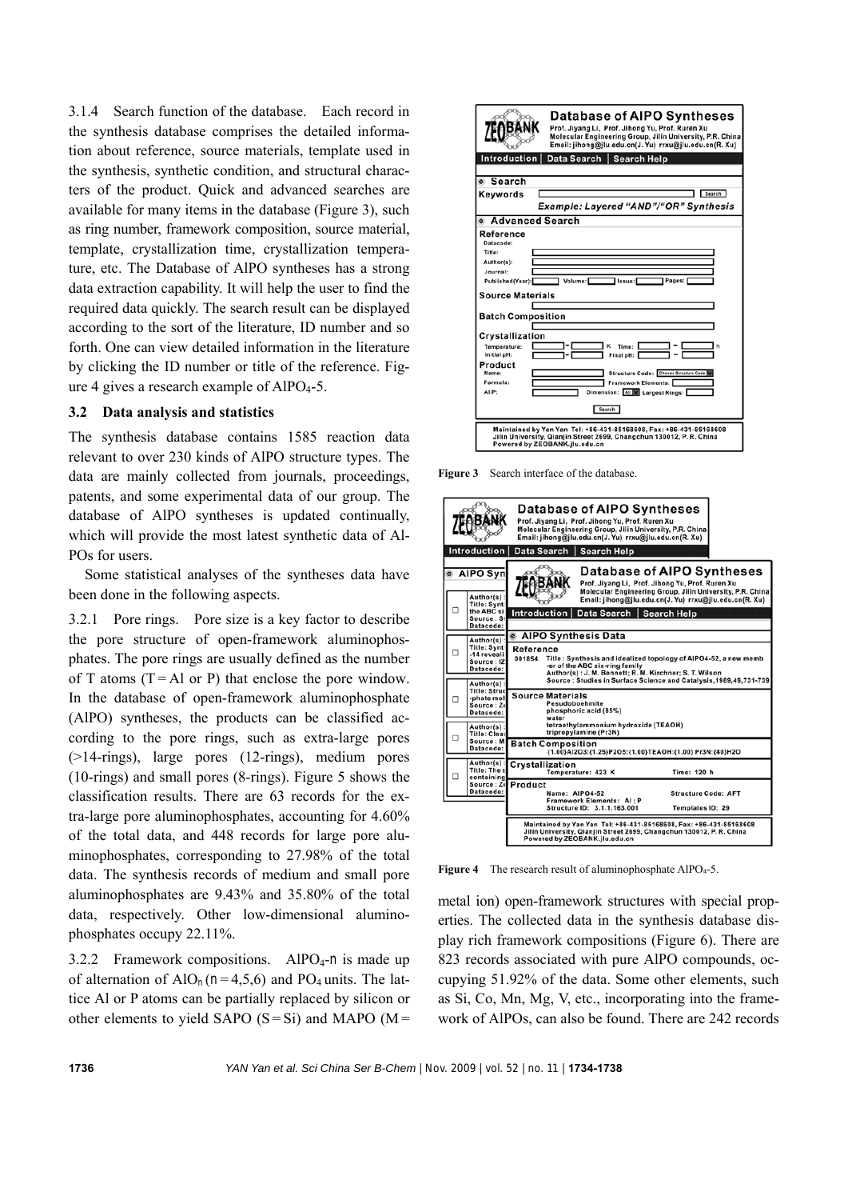3.1.4 Search function of the database. Each record in the synthesis database comprises the detailed information about reference, source materials, template used in the synthesis, synthetic condition, and structural characters of the product. Quick and advanced searches are available for many items in the database (Figure 3), such as ring number, framework composition, source material, template, crystallization time, crystallization temperature, etc. The Database of AlPO syntheses has a strong data extraction capability. It will help the user to find the required data quickly. The search result can be displayed according to the sort of the literature, ID number and so forth. One can view detailed information in the literature by clicking the ID number or title of the reference. Figure 4 gives a research example of $AlPO_4$-5.

### 3.2 Data analysis and statistics

The synthesis database contains 1585 reaction data relevant to over 230 kinds of AlPO structure types. The data are mainly collected from journals, proceedings, patents, and some experimental data of our group. The database of AlPO syntheses is updated continually, which will provide the most latest synthetic data of AlPOs for users.

Some statistical analyses of the syntheses data have been done in the following aspects.

3.2.1 Pore rings. Pore size is a key factor to describe the pore structure of open-framework aluminophosphates. The pore rings are usually defined as the number of T atoms (T = Al or P) that enclose the pore window. In the database of open-framework aluminophosphate (AlPO) syntheses, the products can be classified according to the pore rings, such as extra-large pores (>14-rings), large pores (12-rings), medium pores (10-rings) and small pores (8-rings). Figure 5 shows the classification results. There are 63 records for the extra-large pore aluminophosphates, accounting for 4.60% of the total data, and 448 records for large pore aluminophosphates, corresponding to 27.98% of the total data. The synthesis records of medium and small pore aluminophosphates are 9.43% and 35.80% of the total data, respectively. Other low-dimensional aluminophosphates occupy 22.11%.

3.2.2 Framework compositions. $AlPO_4$-$n$ is made up of alternation of $AlO_n$ ($n$ = 4,5,6) and $PO_4$ units. The lattice Al or P atoms can be partially replaced by silicon or other elements to yield SAPO (S = Si) and MAPO (M = metal ion) open-framework structures with special properties. The collected data in the synthesis database display rich framework compositions (Figure 6). There are 823 records associated with pure AlPO compounds, occupying 51.92% of the data. Some other elements, such as Si, Co, Mn, Mg, V, etc., incorporating into the framework of AlPOs, can also be found. There are 242 records

**Figure 3** Search interface of the database.

**Figure 4** The research result of aluminophosphate $AlPO_4$-5.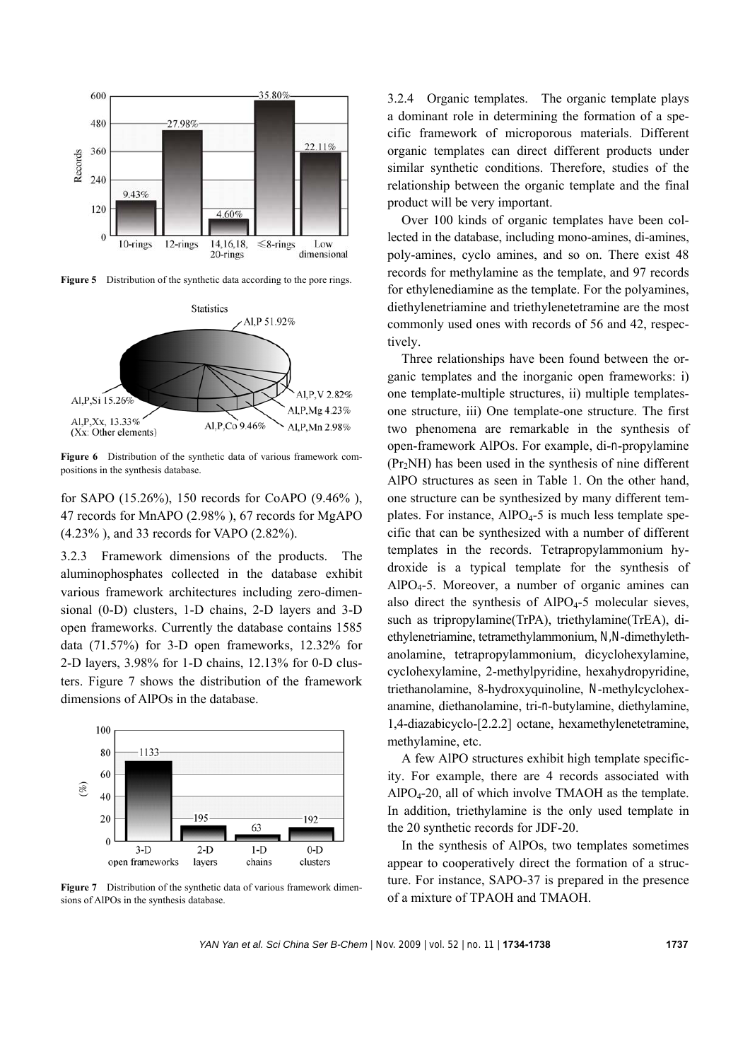Figure 5 Distribution of the synthetic data according to the pore rings.

Figure 6 Distribution of the synthetic data of various framework compositions in the synthesis database.

for SAPO (15.26%), 150 records for CoAPO (9.46% ), 47 records for MnAPO (2.98% ), 67 records for MgAPO (4.23% ), and 33 records for VAPO (2.82%).

3.2.3 Framework dimensions of the products. The aluminophosphates collected in the database exhibit various framework architectures including zero-dimensional (0-D) clusters, 1-D chains, 2-D layers and 3-D open frameworks. Currently the database contains 1585 data (71.57%) for 3-D open frameworks, 12.32% for 2-D layers, 3.98% for 1-D chains, 12.13% for 0-D clusters. Figure 7 shows the distribution of the framework dimensions of AlPOs in the database.

Figure 7 Distribution of the synthetic data of various framework dimensions of AlPOs in the synthesis database.

3.2.4 Organic templates. The organic template plays a dominant role in determining the formation of a specific framework of microporous materials. Different organic templates can direct different products under similar synthetic conditions. Therefore, studies of the relationship between the organic template and the final product will be very important.

Over 100 kinds of organic templates have been collected in the database, including mono-amines, di-amines, poly-amines, cyclo amines, and so on. There exist 48 records for methylamine as the template, and 97 records for ethylenediamine as the template. For the polyamines, diethylenetriamine and triethylenetetramine are the most commonly used ones with records of 56 and 42, respectively.

Three relationships have been found between the organic templates and the inorganic open frameworks: i) one template-multiple structures, ii) multiple templates-one structure, iii) One template-one structure. The first two phenomena are remarkable in the synthesis of open-framework AlPOs. For example, di-*n*-propylamine ($Pr_2NH$) has been used in the synthesis of nine different AlPO structures as seen in Table 1. On the other hand, one structure can be synthesized by many different templates. For instance, $AlPO_4$-5 is much less template specific that can be synthesized with a number of different templates in the records. Tetrapropylammonium hydroxide is a typical template for the synthesis of $AlPO_4$-5. Moreover, a number of organic amines can also direct the synthesis of $AlPO_4$-5 molecular sieves, such as tripropylamine(TrPA), triethylamine(TrEA), diethylenetriamine, tetramethylammonium, *N*,*N*-dimethylethanolamine, tetrapropylammonium, dicyclohexylamine, cyclohexylamine, 2-methylpyridine, hexahydropyridine, triethanolamine, 8-hydroxyquinoline, *N*-methylcyclohexanamine, diethanolamine, tri-*n*-butylamine, diethylamine, 1,4-diazabicyclo-[2.2.2] octane, hexamethylenetetramine, methylamine, etc.

A few AlPO structures exhibit high template specificity. For example, there are 4 records associated with $AlPO_4$-20, all of which involve TMAOH as the template. In addition, triethylamine is the only used template in the 20 synthetic records for JDF-20.

In the synthesis of AlPOs, two templates sometimes appear to cooperatively direct the formation of a structure. For instance, SAPO-37 is prepared in the presence of a mixture of TPAOH and TMAOH.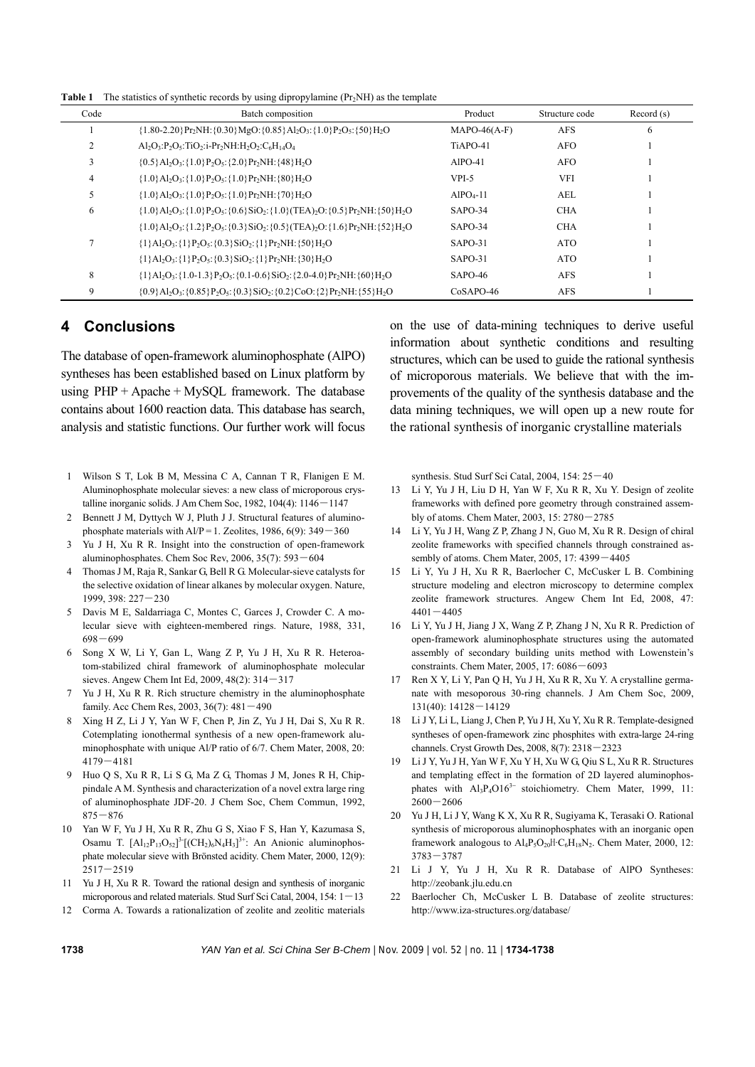**Table 1** The statistics of synthetic records by using dipropylamine ($Pr_2NH$) as the template

| Code | Batch composition | Product | Structure code | Record (s) |
|---|---|---|---|---|
| 1 | {1.80-2.20}$Pr_2NH$:{0.30}MgO:{0.85}$Al_2O_3$:{1.0}$P_2O_5$:{50}$H_2O$ | MAPO-46(A-F) | AFS | 6 |
| 2 | $Al_2O_3$:$P_2O_5$:$TiO_2$:i-$Pr_2NH$:$H_2O_2$:$C_6H_{14}O_4$ | TiAPO-41 | AFO | 1 |
| 3 | {0.5}$Al_2O_3$:{1.0}$P_2O_5$:{2.0}$Pr_2NH$:{48}$H_2O$ | AlPO-41 | AFO | 1 |
| 4 | {1.0}$Al_2O_3$:{1.0}$P_2O_5$:{1.0}$Pr_2NH$:{80}$H_2O$ | VPI-5 | VFI | 1 |
| 5 | {1.0}$Al_2O_3$:{1.0}$P_2O_5$:{1.0}$Pr_2NH$:{70}$H_2O$ | $AlPO_4$-11 | AEL | 1 |
| 6 | {1.0}$Al_2O_3$:{1.0}$P_2O_5$:{0.6}$SiO_2$:{1.0}$(TEA)_2O$:{0.5}$Pr_2NH$:{50}$H_2O$ | SAPO-34 | CHA | 1 |
| | {1.0}$Al_2O_3$:{1.2}$P_2O_5$:{0.3}$SiO_2$:{0.5}$(TEA)_2O$:{1.6}$Pr_2NH$:{52}$H_2O$ | SAPO-34 | CHA | 1 |
| 7 | {1}$Al_2O_3$:{1}$P_2O_5$:{0.3}$SiO_2$:{1}$Pr_2NH$:{50}$H_2O$ | SAPO-31 | ATO | 1 |
| | {1}$Al_2O_3$:{1}$P_2O_5$:{0.3}$SiO_2$:{1}$Pr_2NH$:{30}$H_2O$ | SAPO-31 | ATO | 1 |
| 8 | {1}$Al_2O_3$:{1.0-1.3}$P_2O_5$:{0.1-0.6}$SiO_2$:{2.0-4.0}$Pr_2NH$:{60}$H_2O$ | SAPO-46 | AFS | 1 |
| 9 | {0.9}$Al_2O_3$:{0.85}$P_2O_5$:{0.3}$SiO_2$:{0.2}CoO:{2}$Pr_2NH$:{55}$H_2O$ | CoSAPO-46 | AFS | 1 |

## 4 Conclusions

The database of open-framework aluminophosphate (AlPO) syntheses has been established based on Linux platform by using PHP + Apache + MySQL framework. The database contains about 1600 reaction data. This database has search, analysis and statistic functions. Our further work will focus on the use of data-mining techniques to derive useful information about synthetic conditions and resulting structures, which can be used to guide the rational synthesis of microporous materials. We believe that with the improvements of the quality of the synthesis database and the data mining techniques, we will open up a new route for the rational synthesis of inorganic crystalline materials

1. Wilson S T, Lok B M, Messina C A, Cannan T R, Flanigen E M. Aluminophosphate molecular sieves: a new class of microporous crystalline inorganic solids. J Am Chem Soc, 1982, 104(4): 1146－1147
2. Bennett J M, Dyttych W J, Pluth J J. Structural features of aluminophosphate materials with Al/P = 1. Zeolites, 1986, 6(9): 349－360
3. Yu J H, Xu R R. Insight into the construction of open-framework aluminophosphates. Chem Soc Rev, 2006, 35(7): 593－604
4. Thomas J M, Raja R, Sankar G, Bell R G. Molecular-sieve catalysts for the selective oxidation of linear alkanes by molecular oxygen. Nature, 1999, 398: 227－230
5. Davis M E, Saldarriaga C, Montes C, Garces J, Crowder C. A molecular sieve with eighteen-membered rings. Nature, 1988, 331, 698－699
6. Song X W, Li Y, Gan L, Wang Z P, Yu J H, Xu R R. Heteroatom-stabilized chiral framework of aluminophosphate molecular sieves. Angew Chem Int Ed, 2009, 48(2): 314－317
7. Yu J H, Xu R R. Rich structure chemistry in the aluminophosphate family. Acc Chem Res, 2003, 36(7): 481－490
8. Xing H Z, Li J Y, Yan W F, Chen P, Jin Z, Yu J H, Dai S, Xu R R. Cotemplating ionothermal synthesis of a new open-framework aluminophosphate with unique Al/P ratio of 6/7. Chem Mater, 2008, 20: 4179－4181
9. Huo Q S, Xu R R, Li S G, Ma Z G, Thomas J M, Jones R H, Chippindale A M. Synthesis and characterization of a novel extra large ring of aluminophosphate JDF-20. J Chem Soc, Chem Commun, 1992, 875－876
10. Yan W F, Yu J H, Xu R R, Zhu G S, Xiao F S, Han Y, Kazumasa S, Osamu T. $[Al_{12}P_{13}O_{52}]^{3-}[(CH_2)_6N_4H_3]^{3+}$: An Anionic aluminophosphate molecular sieve with Brönsted acidity. Chem Mater, 2000, 12(9): 2517－2519
11. Yu J H, Xu R R. Toward the rational design and synthesis of inorganic microporous and related materials. Stud Surf Sci Catal, 2004, 154: 1－13
12. Corma A. Towards a rationalization of zeolite and zeolitic materials synthesis. Stud Surf Sci Catal, 2004, 154: 25－40
13. Li Y, Yu J H, Liu D H, Yan W F, Xu R R, Xu Y. Design of zeolite frameworks with defined pore geometry through constrained assembly of atoms. Chem Mater, 2003, 15: 2780－2785
14. Li Y, Yu J H, Wang Z P, Zhang J N, Guo M, Xu R R. Design of chiral zeolite frameworks with specified channels through constrained assembly of atoms. Chem Mater, 2005, 17: 4399－4405
15. Li Y, Yu J H, Xu R R, Baerlocher C, McCusker L B. Combining structure modeling and electron microscopy to determine complex zeolite framework structures. Angew Chem Int Ed, 2008, 47: 4401－4405
16. Li Y, Yu J H, Jiang J X, Wang Z P, Zhang J N, Xu R R. Prediction of open-framework aluminophosphate structures using the automated assembly of secondary building units method with Lowenstein's constraints. Chem Mater, 2005, 17: 6086－6093
17. Ren X Y, Li Y, Pan Q H, Yu J H, Xu R R, Xu Y. A crystalline germanate with mesoporous 30-ring channels. J Am Chem Soc, 2009, 131(40): 14128－14129
18. Li J Y, Li L, Liang J, Chen P, Yu J H, Xu Y, Xu R R. Template-designed syntheses of open-framework zinc phosphites with extra-large 24-ring channels. Cryst Growth Des, 2008, 8(7): 2318－2323
19. Li J Y, Yu J H, Yan W F, Xu Y H, Xu W G, Qiu S L, Xu R R. Structures and templating effect in the formation of 2D layered aluminophosphates with $Al_3P_4O16^{3-}$ stoichiometry. Chem Mater, 1999, 11: 2600－2606
20. Yu J H, Li J Y, Wang K X, Xu R R, Sugiyama K, Terasaki O. Rational synthesis of microporous aluminophosphates with an inorganic open framework analogous to $Al_4P_5O_{20}H·C_6H_{18}N_2$. Chem Mater, 2000, 12: 3783－3787
21. Li J Y, Yu J H, Xu R R. Database of AlPO Syntheses: http://zeobank.jlu.edu.cn
22. Baerlocher Ch, McCusker L B. Database of zeolite structures: http://www.iza-structures.org/database/